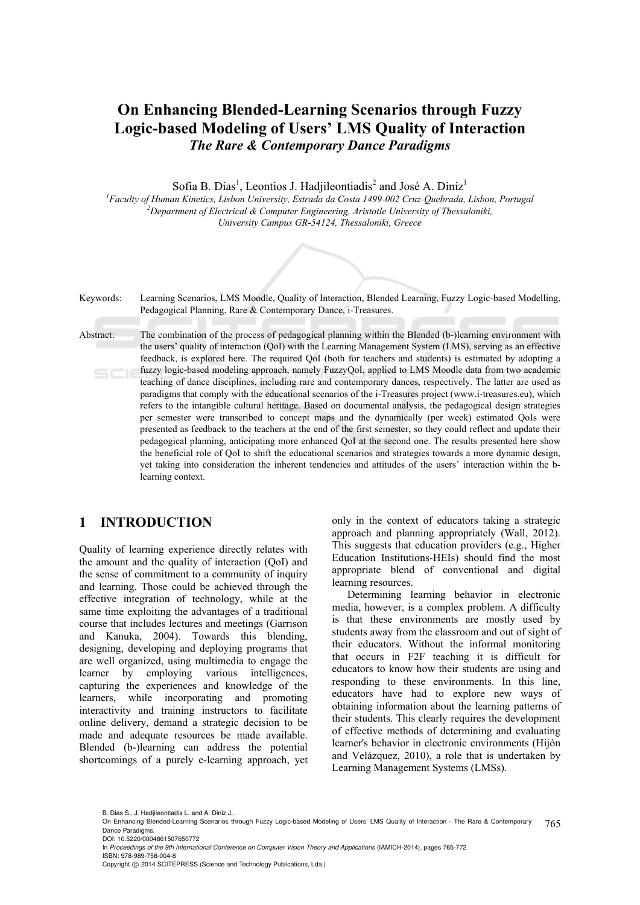# On Enhancing Blended-Learning Scenarios through Fuzzy Logic-based Modeling of Users' LMS Quality of Interaction

## *The Rare & Contemporary Dance Paradigms*

Sofia B. Dias[1], Leontios J. Hadjileontiadis[2] and José A. Diniz[1]

[1]*Faculty of Human Kinetics, Lisbon University, Estrada da Costa 1499-002 Cruz-Quebrada, Lisbon, Portugal*
[2]*Department of Electrical & Computer Engineering, Aristotle University of Thessaloniki, University Campus GR-54124, Thessaloniki, Greece*

Keywords: Learning Scenarios, LMS Moodle, Quality of Interaction, Blended Learning, Fuzzy Logic-based Modelling, Pedagogical Planning, Rare & Contemporary Dance, i-Treasures.

Abstract: The combination of the process of pedagogical planning within the Blended (b-)learning environment with the users' quality of interaction (QoI) with the Learning Management System (LMS), serving as an effective feedback, is explored here. The required QoI (both for teachers and students) is estimated by adopting a fuzzy logic-based modeling approach, namely FuzzyQoI, applied to LMS Moodle data from two academic teaching of dance disciplines, including rare and contemporary dances, respectively. The latter are used as paradigms that comply with the educational scenarios of the i-Treasures project (www.i-treasures.eu), which refers to the intangible cultural heritage. Based on documental analysis, the pedagogical design strategies per semester were transcribed to concept maps and the dynamically (per week) estimated QoIs were presented as feedback to the teachers at the end of the first semester, so they could reflect and update their pedagogical planning, anticipating more enhanced QoI at the second one. The results presented here show the beneficial role of QoI to shift the educational scenarios and strategies towards a more dynamic design, yet taking into consideration the inherent tendencies and attitudes of the users' interaction within the b-learning context.

## 1 INTRODUCTION

Quality of learning experience directly relates with the amount and the quality of interaction (QoI) and the sense of commitment to a community of inquiry and learning. Those could be achieved through the effective integration of technology, while at the same time exploiting the advantages of a traditional course that includes lectures and meetings (Garrison and Kanuka, 2004). Towards this blending, designing, developing and deploying programs that are well organized, using multimedia to engage the learner by employing various intelligences, capturing the experiences and knowledge of the learners, while incorporating and promoting interactivity and training instructors to facilitate online delivery, demand a strategic decision to be made and adequate resources be made available. Blended (b-)learning can address the potential shortcomings of a purely e-learning approach, yet only in the context of educators taking a strategic approach and planning appropriately (Wall, 2012). This suggests that education providers (e.g., Higher Education Institutions-HEIs) should find the most appropriate blend of conventional and digital learning resources.

Determining learning behavior in electronic media, however, is a complex problem. A difficulty is that these environments are mostly used by students away from the classroom and out of sight of their educators. Without the informal monitoring that occurs in F2F teaching it is difficult for educators to know how their students are using and responding to these environments. In this line, educators have had to explore new ways of obtaining information about the learning patterns of their students. This clearly requires the development of effective methods of determining and evaluating learner's behavior in electronic environments (Hijón and Velázquez, 2010), a role that is undertaken by Learning Management Systems (LMSs).

B. Dias S., J. Hadjileontiadis L. and A. Diniz J..
On Enhancing Blended-Learning Scenarios through Fuzzy Logic-based Modeling of Users' LMS Quality of Interaction - The Rare & Contemporary Dance Paradigms.
DOI: 10.5220/0004861507650772
In *Proceedings of the 9th International Conference on Computer Vision Theory and Applications* (IAMICH-2014), pages 765-772
ISBN: 978-989-758-004-8
Copyright © 2014 SCITEPRESS (Science and Technology Publications, Lda.)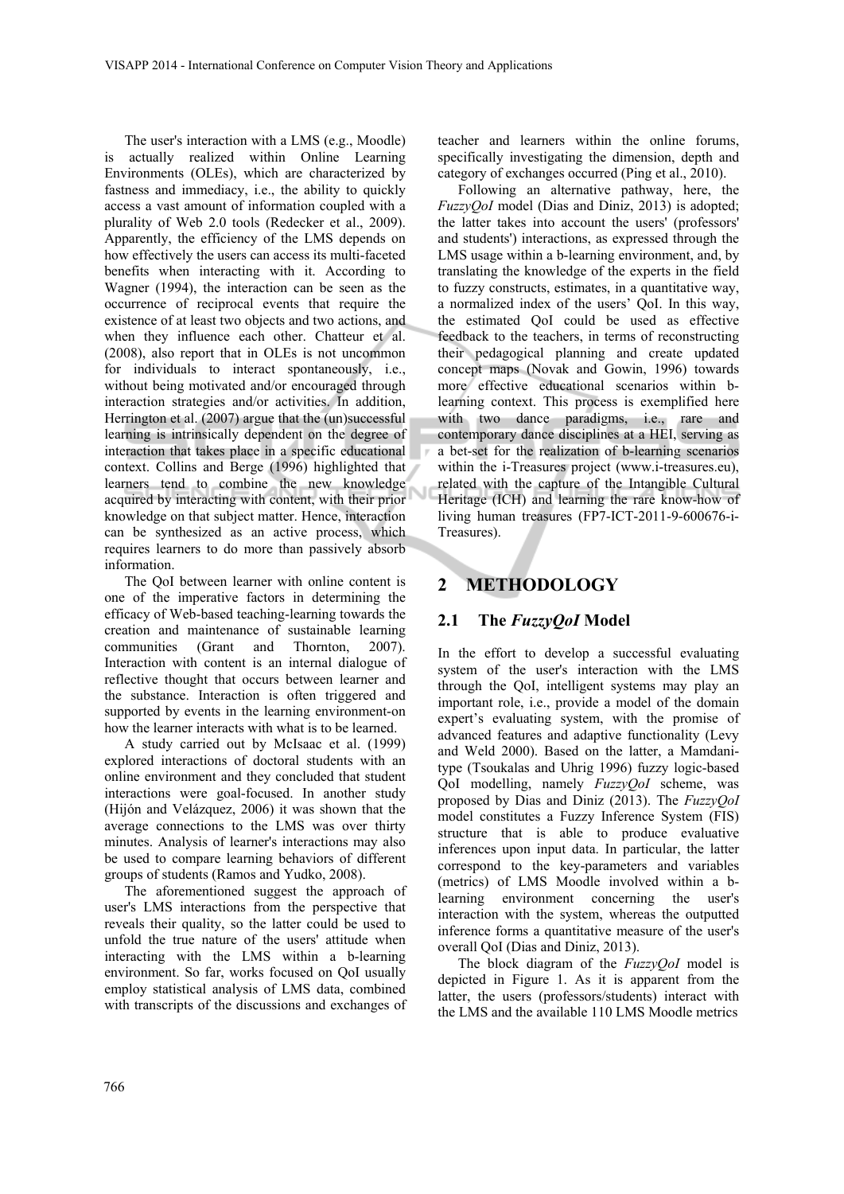The user's interaction with a LMS (e.g., Moodle) is actually realized within Online Learning Environments (OLEs), which are characterized by fastness and immediacy, i.e., the ability to quickly access a vast amount of information coupled with a plurality of Web 2.0 tools (Redecker et al., 2009). Apparently, the efficiency of the LMS depends on how effectively the users can access its multi-faceted benefits when interacting with it. According to Wagner (1994), the interaction can be seen as the occurrence of reciprocal events that require the existence of at least two objects and two actions, and when they influence each other. Chatteur et al. (2008), also report that in OLEs is not uncommon for individuals to interact spontaneously, i.e., without being motivated and/or encouraged through interaction strategies and/or activities. In addition, Herrington et al. (2007) argue that the (un)successful learning is intrinsically dependent on the degree of interaction that takes place in a specific educational context. Collins and Berge (1996) highlighted that learners tend to combine the new knowledge acquired by interacting with content, with their prior knowledge on that subject matter. Hence, interaction can be synthesized as an active process, which requires learners to do more than passively absorb information.

The QoI between learner with online content is one of the imperative factors in determining the efficacy of Web-based teaching-learning towards the creation and maintenance of sustainable learning communities (Grant and Thornton, 2007). Interaction with content is an internal dialogue of reflective thought that occurs between learner and the substance. Interaction is often triggered and supported by events in the learning environment-on how the learner interacts with what is to be learned.

A study carried out by McIsaac et al. (1999) explored interactions of doctoral students with an online environment and they concluded that student interactions were goal-focused. In another study (Hijón and Velázquez, 2006) it was shown that the average connections to the LMS was over thirty minutes. Analysis of learner's interactions may also be used to compare learning behaviors of different groups of students (Ramos and Yudko, 2008).

The aforementioned suggest the approach of user's LMS interactions from the perspective that reveals their quality, so the latter could be used to unfold the true nature of the users' attitude when interacting with the LMS within a b-learning environment. So far, works focused on QoI usually employ statistical analysis of LMS data, combined with transcripts of the discussions and exchanges of teacher and learners within the online forums, specifically investigating the dimension, depth and category of exchanges occurred (Ping et al., 2010).

Following an alternative pathway, here, the *FuzzyQoI* model (Dias and Diniz, 2013) is adopted; the latter takes into account the users' (professors' and students') interactions, as expressed through the LMS usage within a b-learning environment, and, by translating the knowledge of the experts in the field to fuzzy constructs, estimates, in a quantitative way, a normalized index of the users' QoI. In this way, the estimated QoI could be used as effective feedback to the teachers, in terms of reconstructing their pedagogical planning and create updated concept maps (Novak and Gowin, 1996) towards more effective educational scenarios within b-learning context. This process is exemplified here with two dance paradigms, i.e., rare and contemporary dance disciplines at a HEI, serving as a bet-set for the realization of b-learning scenarios within the i-Treasures project (www.i-treasures.eu), related with the capture of the Intangible Cultural Heritage (ICH) and learning the rare know-how of living human treasures (FP7-ICT-2011-9-600676-i-Treasures).

## 2 METHODOLOGY

### 2.1 The *FuzzyQoI* Model

In the effort to develop a successful evaluating system of the user's interaction with the LMS through the QoI, intelligent systems may play an important role, i.e., provide a model of the domain expert's evaluating system, with the promise of advanced features and adaptive functionality (Levy and Weld 2000). Based on the latter, a Mamdani-type (Tsoukalas and Uhrig 1996) fuzzy logic-based QoI modelling, namely *FuzzyQoI* scheme, was proposed by Dias and Diniz (2013). The *FuzzyQoI* model constitutes a Fuzzy Inference System (FIS) structure that is able to produce evaluative inferences upon input data. In particular, the latter correspond to the key-parameters and variables (metrics) of LMS Moodle involved within a b-learning environment concerning the user's interaction with the system, whereas the outputted inference forms a quantitative measure of the user's overall QoI (Dias and Diniz, 2013).

The block diagram of the *FuzzyQoI* model is depicted in Figure 1. As it is apparent from the latter, the users (professors/students) interact with the LMS and the available 110 LMS Moodle metrics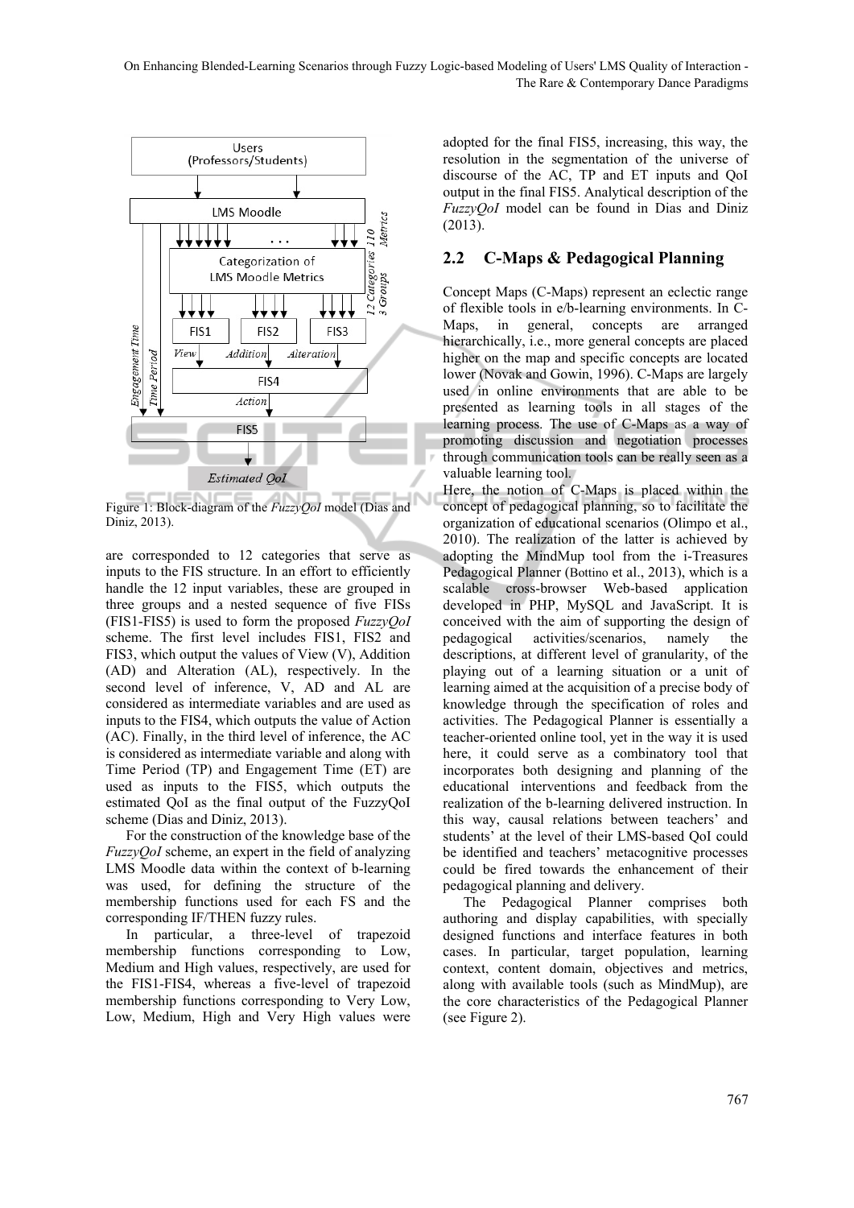Figure 1: Block-diagram of the *FuzzyQoI* model (Dias and Diniz, 2013).

are corresponded to 12 categories that serve as inputs to the FIS structure. In an effort to efficiently handle the 12 input variables, these are grouped in three groups and a nested sequence of five FISs (FIS1-FIS5) is used to form the proposed *FuzzyQoI* scheme. The first level includes FIS1, FIS2 and FIS3, which output the values of View (V), Addition (AD) and Alteration (AL), respectively. In the second level of inference, V, AD and AL are considered as intermediate variables and are used as inputs to the FIS4, which outputs the value of Action (AC). Finally, in the third level of inference, the AC is considered as intermediate variable and along with Time Period (TP) and Engagement Time (ET) are used as inputs to the FIS5, which outputs the estimated QoI as the final output of the FuzzyQoI scheme (Dias and Diniz, 2013).

For the construction of the knowledge base of the *FuzzyQoI* scheme, an expert in the field of analyzing LMS Moodle data within the context of b-learning was used, for defining the structure of the membership functions used for each FS and the corresponding IF/THEN fuzzy rules.

In particular, a three-level of trapezoid membership functions corresponding to Low, Medium and High values, respectively, are used for the FIS1-FIS4, whereas a five-level of trapezoid membership functions corresponding to Very Low, Low, Medium, High and Very High values were adopted for the final FIS5, increasing, this way, the resolution in the segmentation of the universe of discourse of the AC, TP and ET inputs and QoI output in the final FIS5. Analytical description of the *FuzzyQoI* model can be found in Dias and Diniz (2013).

## 2.2 C-Maps & Pedagogical Planning

Concept Maps (C-Maps) represent an eclectic range of flexible tools in e/b-learning environments. In C-Maps, in general, concepts are arranged hierarchically, i.e., more general concepts are placed higher on the map and specific concepts are located lower (Novak and Gowin, 1996). C-Maps are largely used in online environments that are able to be presented as learning tools in all stages of the learning process. The use of C-Maps as a way of promoting discussion and negotiation processes through communication tools can be really seen as a valuable learning tool.

Here, the notion of C-Maps is placed within the concept of pedagogical planning, so to facilitate the organization of educational scenarios (Olimpo et al., 2010). The realization of the latter is achieved by adopting the MindMup tool from the i-Treasures Pedagogical Planner (Bottino et al., 2013), which is a scalable cross-browser Web-based application developed in PHP, MySQL and JavaScript. It is conceived with the aim of supporting the design of pedagogical activities/scenarios, namely the descriptions, at different level of granularity, of the playing out of a learning situation or a unit of learning aimed at the acquisition of a precise body of knowledge through the specification of roles and activities. The Pedagogical Planner is essentially a teacher-oriented online tool, yet in the way it is used here, it could serve as a combinatory tool that incorporates both designing and planning of the educational interventions and feedback from the realization of the b-learning delivered instruction. In this way, causal relations between teachers' and students' at the level of their LMS-based QoI could be identified and teachers' metacognitive processes could be fired towards the enhancement of their pedagogical planning and delivery.

The Pedagogical Planner comprises both authoring and display capabilities, with specially designed functions and interface features in both cases. In particular, target population, learning context, content domain, objectives and metrics, along with available tools (such as MindMup), are the core characteristics of the Pedagogical Planner (see Figure 2).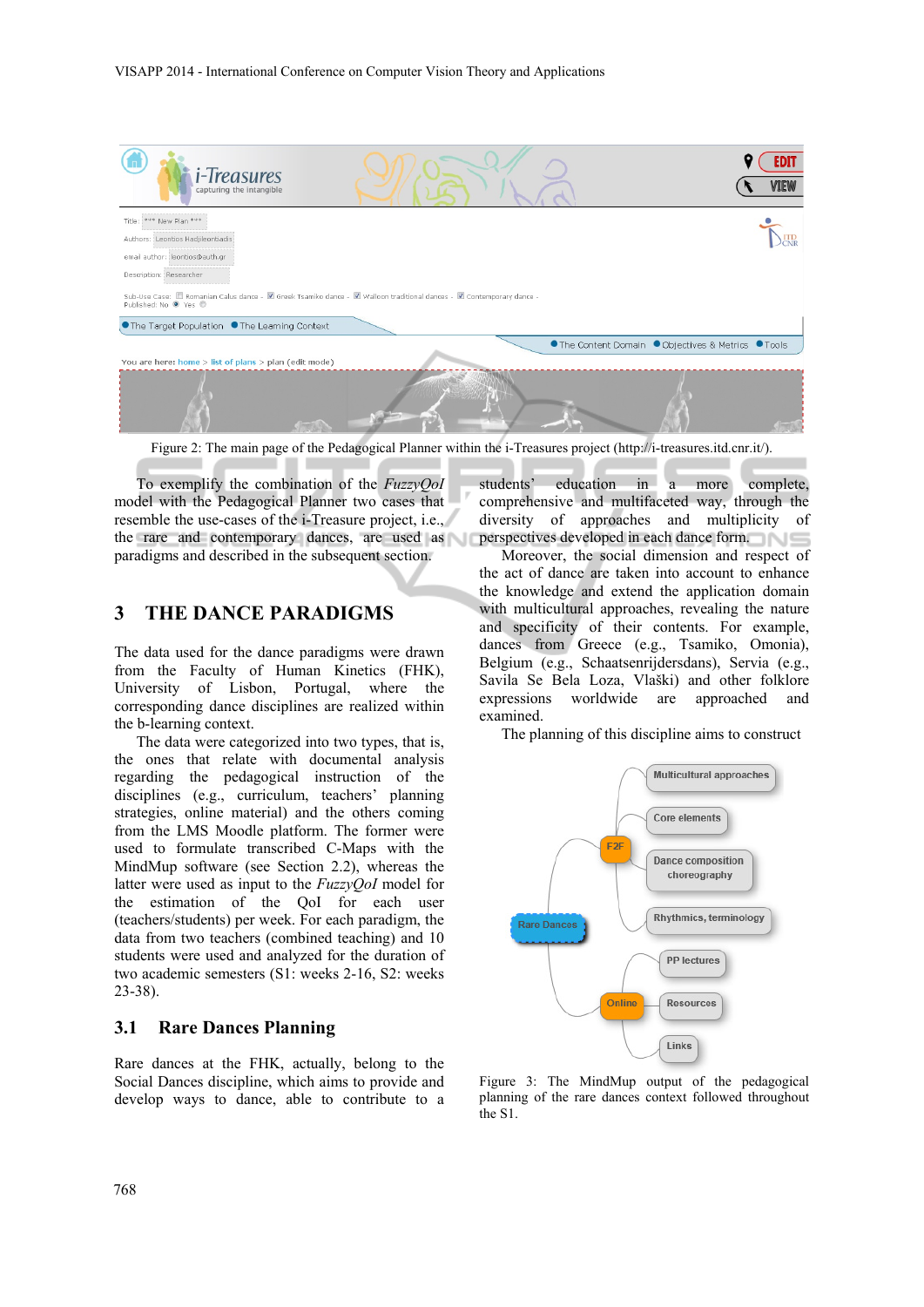Figure 2: The main page of the Pedagogical Planner within the i-Treasures project (http://i-treasures.itd.cnr.it/).

To exemplify the combination of the *FuzzyQoI* model with the Pedagogical Planner two cases that resemble the use-cases of the i-Treasure project, i.e., the rare and contemporary dances, are used as paradigms and described in the subsequent section.

## 3 THE DANCE PARADIGMS

The data used for the dance paradigms were drawn from the Faculty of Human Kinetics (FHK), University of Lisbon, Portugal, where the corresponding dance disciplines are realized within the b-learning context.

The data were categorized into two types, that is, the ones that relate with documental analysis regarding the pedagogical instruction of the disciplines (e.g., curriculum, teachers' planning strategies, online material) and the others coming from the LMS Moodle platform. The former were used to formulate transcribed C-Maps with the MindMup software (see Section 2.2), whereas the latter were used as input to the *FuzzyQoI* model for the estimation of the QoI for each user (teachers/students) per week. For each paradigm, the data from two teachers (combined teaching) and 10 students were used and analyzed for the duration of two academic semesters (S1: weeks 2-16, S2: weeks 23-38).

### 3.1 Rare Dances Planning

Rare dances at the FHK, actually, belong to the Social Dances discipline, which aims to provide and develop ways to dance, able to contribute to a students' education in a more complete, comprehensive and multifaceted way, through the diversity of approaches and multiplicity of perspectives developed in each dance form.

Moreover, the social dimension and respect of the act of dance are taken into account to enhance the knowledge and extend the application domain with multicultural approaches, revealing the nature and specificity of their contents. For example, dances from Greece (e.g., Tsamiko, Omonia), Belgium (e.g., Schaatsenrijdersdans), Servia (e.g., Savila Se Bela Loza, Vlaški) and other folklore expressions worldwide are approached and examined.

The planning of this discipline aims to construct

Figure 3: The MindMup output of the pedagogical planning of the rare dances context followed throughout the S1.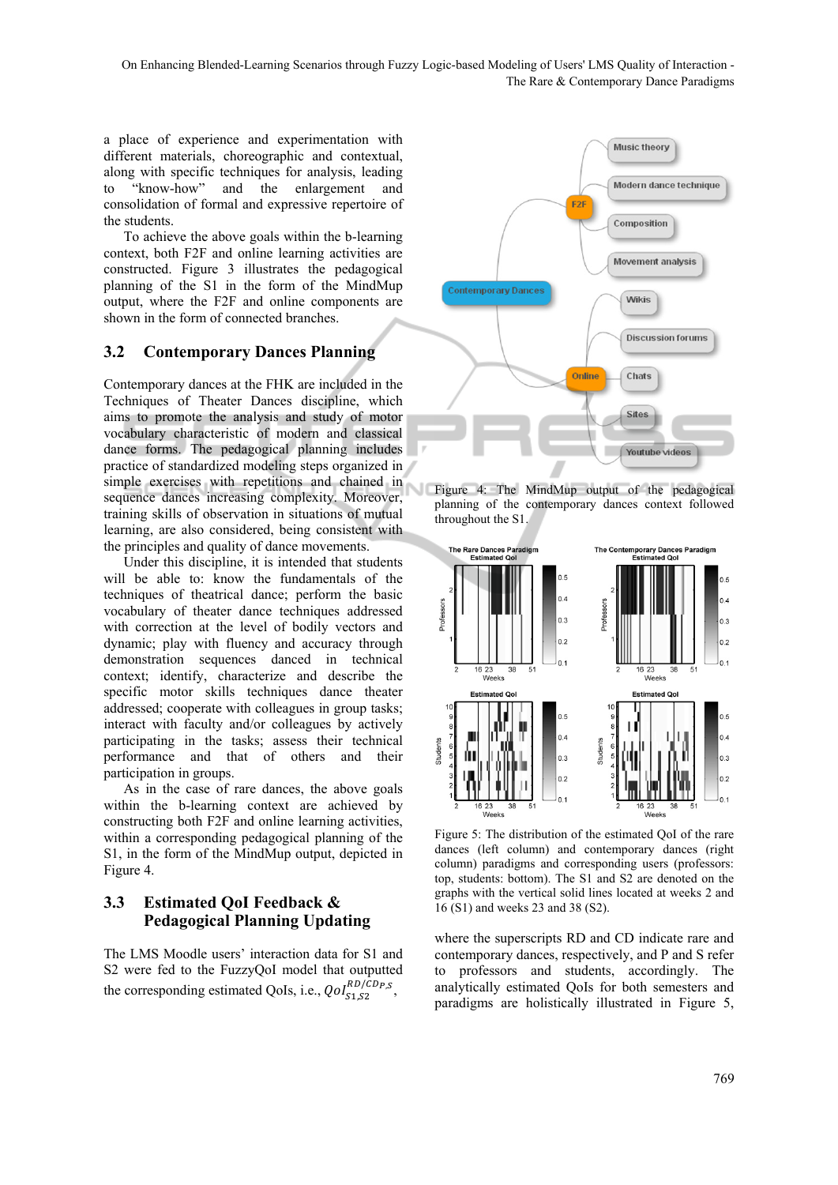a place of experience and experimentation with different materials, choreographic and contextual, along with specific techniques for analysis, leading to "know-how" and the enlargement and consolidation of formal and expressive repertoire of the students.

To achieve the above goals within the b-learning context, both F2F and online learning activities are constructed. Figure 3 illustrates the pedagogical planning of the S1 in the form of the MindMup output, where the F2F and online components are shown in the form of connected branches.

## 3.2 Contemporary Dances Planning

Contemporary dances at the FHK are included in the Techniques of Theater Dances discipline, which aims to promote the analysis and study of motor vocabulary characteristic of modern and classical dance forms. The pedagogical planning includes practice of standardized modeling steps organized in simple exercises with repetitions and chained in sequence dances increasing complexity. Moreover, training skills of observation in situations of mutual learning, are also considered, being consistent with the principles and quality of dance movements.

Under this discipline, it is intended that students will be able to: know the fundamentals of the techniques of theatrical dance; perform the basic vocabulary of theater dance techniques addressed with correction at the level of bodily vectors and dynamic; play with fluency and accuracy through demonstration sequences danced in technical context; identify, characterize and describe the specific motor skills technique dance theater addressed; cooperate with colleagues in group tasks; interact with faculty and/or colleagues by actively participating in the tasks; assess their technical performance and that of others and their participation in groups.

As in the case of rare dances, the above goals within the b-learning context are achieved by constructing both F2F and online learning activities, within a corresponding pedagogical planning of the S1, in the form of the MindMup output, depicted in Figure 4.

Figure 4: The MindMup output of the pedagogical planning of the contemporary dances context followed throughout the S1.

Figure 5: The distribution of the estimated QoI of the rare dances (left column) and contemporary dances (right column) paradigms and corresponding users (professors: top, students: bottom). The S1 and S2 are denoted on the graphs with the vertical solid lines located at weeks 2 and 16 (S1) and weeks 23 and 38 (S2).

## 3.3 Estimated QoI Feedback & Pedagogical Planning Updating

The LMS Moodle users' interaction data for S1 and S2 were fed to the FuzzyQoI model that outputted the corresponding estimated QoIs, i.e., $QoI_{S1,S2}^{RD/CD_{P,S}}$, where the superscripts RD and CD indicate rare and contemporary dances, respectively, and P and S refer to professors and students, accordingly. The analytically estimated QoIs for both semesters and paradigms are holistically illustrated in Figure 5,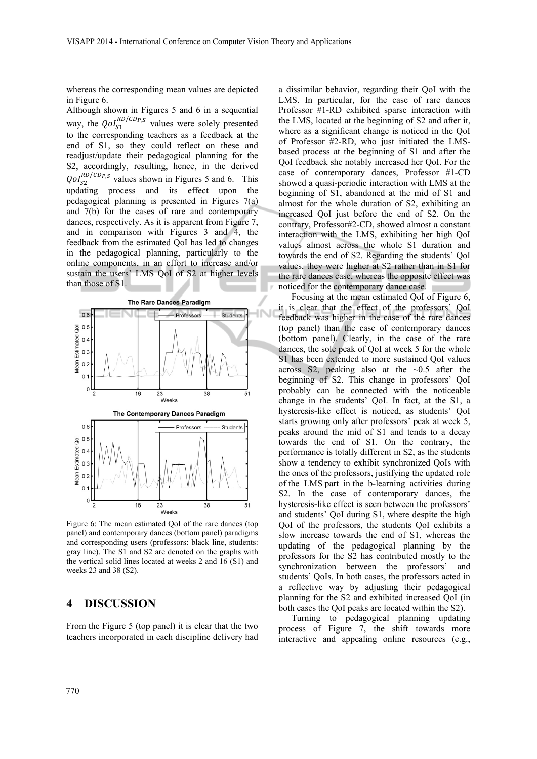whereas the corresponding mean values are depicted in Figure 6.

Although shown in Figures 5 and 6 in a sequential way, the $QoI_{S1}^{RD/CD_{P,S}}$ values were solely presented to the corresponding teachers as a feedback at the end of S1, so they could reflect on these and readjust/update their pedagogical planning for the S2, accordingly, resulting, hence, in the derived $QoI_{S2}^{RD/CD_{P,S}}$ values shown in Figures 5 and 6. This updating process and its effect upon the pedagogical planning is presented in Figures 7(a) and 7(b) for the cases of rare and contemporary dances, respectively. As it is apparent from Figure 7, and in comparison with Figures 3 and 4, the feedback from the estimated QoI has led to changes in the pedagogical planning, particularly to the online components, in an effort to increase and/or sustain the users' LMS QoI of S2 at higher levels than those of S1.

Figure 6: The mean estimated QoI of the rare dances (top panel) and contemporary dances (bottom panel) paradigms and corresponding users (professors: black line, students: gray line). The S1 and S2 are denoted on the graphs with the vertical solid lines located at weeks 2 and 16 (S1) and weeks 23 and 38 (S2).

## 4 DISCUSSION

From the Figure 5 (top panel) it is clear that the two teachers incorporated in each discipline delivery had a dissimilar behavior, regarding their QoI with the LMS. In particular, for the case of rare dances Professor #1-RD exhibited sparse interaction with the LMS, located at the beginning of S2 and after it, where as a significant change is noticed in the QoI of Professor #2-RD, who just initiated the LMS-based process at the beginning of S1 and after the QoI feedback she notably increased her QoI. For the case of contemporary dances, Professor #1-CD showed a quasi-periodic interaction with LMS at the beginning of S1, abandoned at the mid of S1 and almost for the whole duration of S2, exhibiting an increased QoI just before the end of S2. On the contrary, Professor#2-CD, showed almost a constant interaction with the LMS, exhibiting her high QoI values almost across the whole S1 duration and towards the end of S2. Regarding the students' QoI values, they were higher at S2 rather than in S1 for the rare dances case, whereas the opposite effect was noticed for the contemporary dance case.

Focusing at the mean estimated QoI of Figure 6, it is clear that the effect of the professors' QoI feedback was higher in the case of the rare dances (top panel) than the case of contemporary dances (bottom panel). Clearly, in the case of the rare dances, the sole peak of QoI at week 5 for the whole S1 has been extended to more sustained QoI values across S2, peaking also at the ~0.5 after the beginning of S2. This change in professors' QoI probably can be connected with the noticeable change in the students' QoI. In fact, at the S1, a hysteresis-like effect is noticed, as students' QoI starts growing only after professors' peak at week 5, peaks around the mid of S1 and tends to a decay towards the end of S1. On the contrary, the performance is totally different in S2, as the students show a tendency to exhibit synchronized QoIs with the ones of the professors, justifying the updated role of the LMS part in the b-learning activities during S2. In the case of contemporary dances, the hysteresis-like effect is seen between the professors' and students' QoI during S1, where despite the high QoI of the professors, the students QoI exhibits a slow increase towards the end of S1, whereas the updating of the pedagogical planning by the professors for the S2 has contributed mostly to the synchronization between the professors' and students' QoIs. In both cases, the professors acted in a reflective way by adjusting their pedagogical planning for the S2 and exhibited increased QoI (in both cases the QoI peaks are located within the S2).

Turning to pedagogical planning updating process of Figure 7, the shift towards more interactive and appealing online resources (e.g.,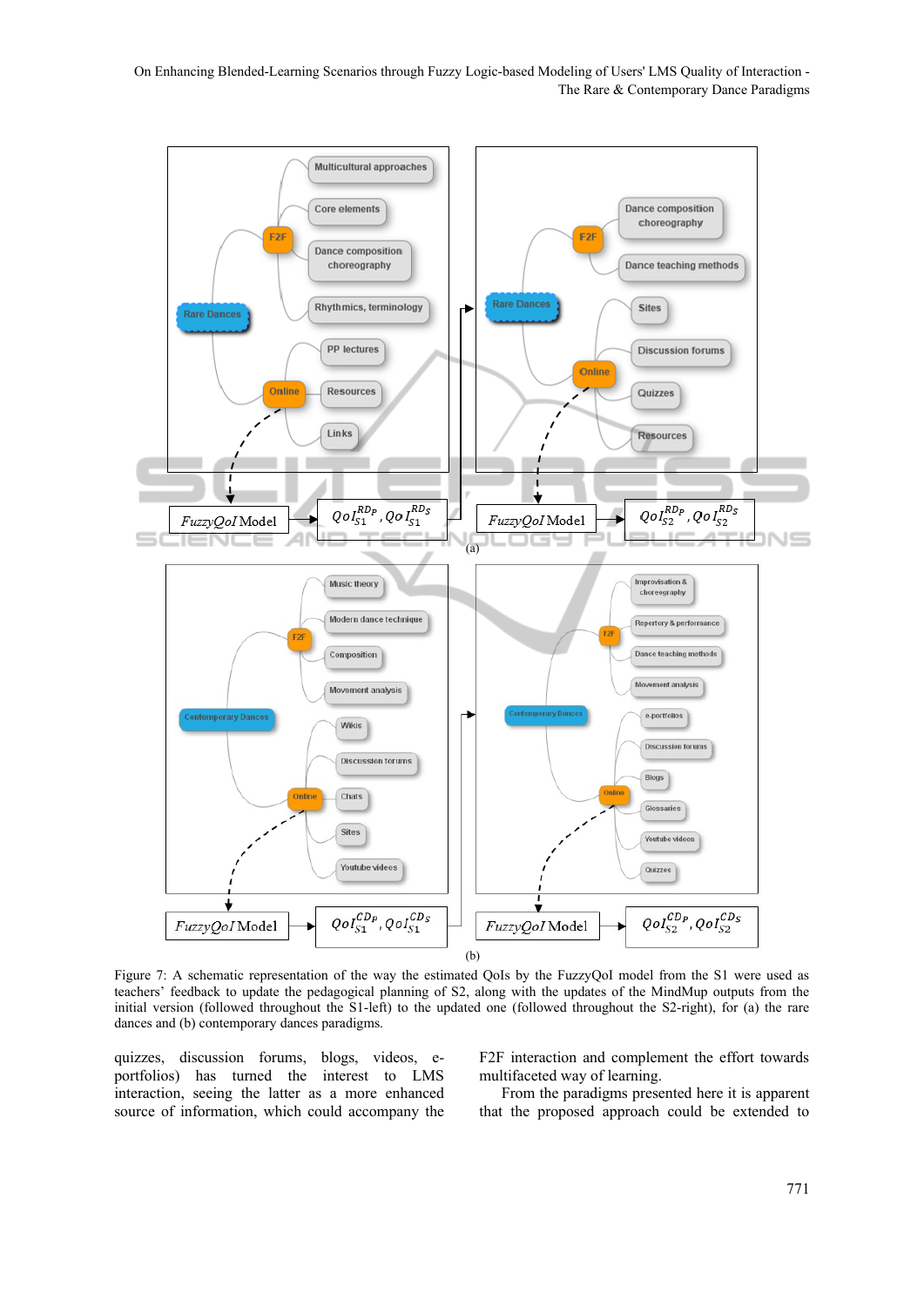Figure 7: A schematic representation of the way the estimated QoIs by the FuzzyQoI model from the S1 were used as teachers' feedback to update the pedagogical planning of S2, along with the updates of the MindMup outputs from the initial version (followed throughout the S1-left) to the updated one (followed throughout the S2-right), for (a) the rare dances and (b) contemporary dances paradigms.

quizzes, discussion forums, blogs, videos, e-portfolios) has turned the interest to LMS interaction, seeing the latter as a more enhanced source of information, which could accompany the F2F interaction and complement the effort towards multifaceted way of learning.

From the paradigms presented here it is apparent that the proposed approach could be extended to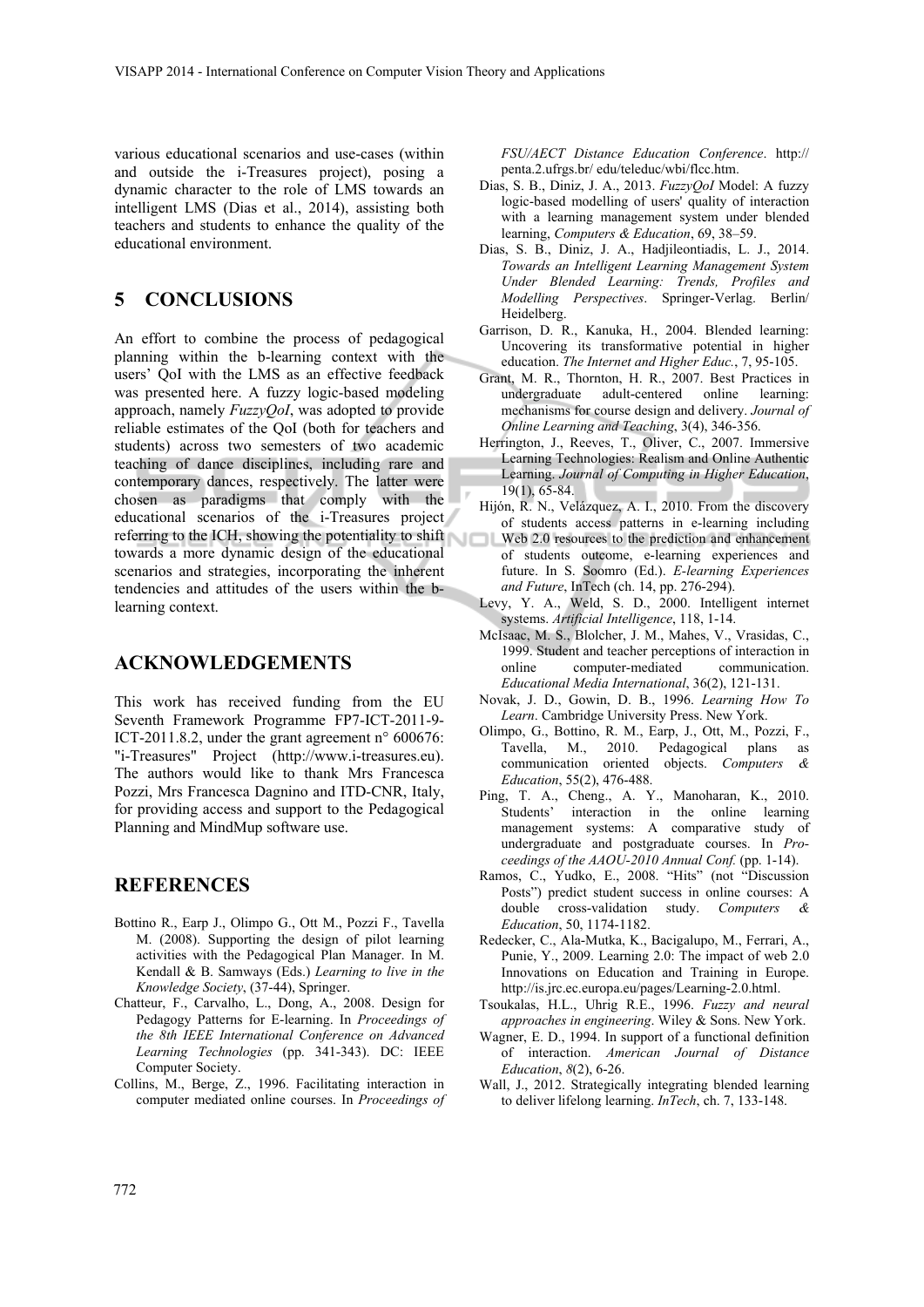various educational scenarios and use-cases (within and outside the i-Treasures project), posing a dynamic character to the role of LMS towards an intelligent LMS (Dias et al., 2014), assisting both teachers and students to enhance the quality of the educational environment.

## 5 CONCLUSIONS

An effort to combine the process of pedagogical planning within the b-learning context with the users' QoI with the LMS as an effective feedback was presented here. A fuzzy logic-based modeling approach, namely *FuzzyQoI*, was adopted to provide reliable estimates of the QoI (both for teachers and students) across two semesters of two academic teaching of dance disciplines, including rare and contemporary dances, respectively. The latter were chosen as paradigms that comply with the educational scenarios of the i-Treasures project referring to the ICH, showing the potentiality to shift towards a more dynamic design of the educational scenarios and strategies, incorporating the inherent tendencies and attitudes of the users within the b-learning context.

## ACKNOWLEDGEMENTS

This work has received funding from the EU Seventh Framework Programme FP7-ICT-2011-9-ICT-2011.8.2, under the grant agreement n° 600676: "i-Treasures" Project (http://www.i-treasures.eu). The authors would like to thank Mrs Francesca Pozzi, Mrs Francesca Dagnino and ITD-CNR, Italy, for providing access and support to the Pedagogical Planning and MindMup software use.

## REFERENCES

Bottino R., Earp J., Olimpo G., Ott M., Pozzi F., Tavella M. (2008). Supporting the design of pilot learning activities with the Pedagogical Plan Manager. In M. Kendall & B. Samways (Eds.) *Learning to live in the Knowledge Society*, (37-44), Springer.

Chatteur, F., Carvalho, L., Dong, A., 2008. Design for Pedagogy Patterns for E-learning. In *Proceedings of the 8th IEEE International Conference on Advanced Learning Technologies* (pp. 341-343). DC: IEEE Computer Society.

Collins, M., Berge, Z., 1996. Facilitating interaction in computer mediated online courses. In *Proceedings of FSU/AECT Distance Education Conference*. http://penta.2.ufrgs.br/ edu/teleduc/wbi/flcc.htm.

Dias, S. B., Diniz, J. A., 2013. *FuzzyQoI* Model: A fuzzy logic-based modelling of users' quality of interaction with a learning management system under blended learning, *Computers & Education*, 69, 38–59.

Dias, S. B., Diniz, J. A., Hadjileontiadis, L. J., 2014. *Towards an Intelligent Learning Management System Under Blended Learning: Trends, Profiles and Modelling Perspectives*. Springer-Verlag. Berlin/ Heidelberg.

Garrison, D. R., Kanuka, H., 2004. Blended learning: Uncovering its transformative potential in higher education. *The Internet and Higher Educ.*, 7, 95-105.

Grant, M. R., Thornton, H. R., 2007. Best Practices in undergraduate adult-centered online learning: mechanisms for course design and delivery. *Journal of Online Learning and Teaching*, 3(4), 346-356.

Herrington, J., Reeves, T., Oliver, C., 2007. Immersive Learning Technologies: Realism and Online Authentic Learning. *Journal of Computing in Higher Education*, 19(1), 65-84.

Hijón, R. N., Velázquez, A. I., 2010. From the discovery of students access patterns in e-learning including Web 2.0 resources to the prediction and enhancement of students outcome, e-learning experiences and future. In S. Soomro (Ed.). *E-learning Experiences and Future*, InTech (ch. 14, pp. 276-294).

Levy, Y. A., Weld, S. D., 2000. Intelligent internet systems. *Artificial Intelligence*, 118, 1-14.

McIsaac, M. S., Blolcher, J. M., Mahes, V., Vrasidas, C., 1999. Student and teacher perceptions of interaction in online computer-mediated communication. *Educational Media International*, 36(2), 121-131.

Novak, J. D., Gowin, D. B., 1996. *Learning How To Learn*. Cambridge University Press. New York.

Olimpo, G., Bottino, R. M., Earp, J., Ott, M., Pozzi, F., Tavella, M., 2010. Pedagogical plans as communication oriented objects. *Computers & Education*, 55(2), 476-488.

Ping, T. A., Cheng., A. Y., Manoharan, K., 2010. Students' interaction in the online learning management systems: A comparative study of undergraduate and postgraduate courses. In *Proceedings of the AAOU-2010 Annual Conf.* (pp. 1-14).

Ramos, C., Yudko, E., 2008. "Hits" (not "Discussion Posts") predict student success in online courses: A double cross-validation study. *Computers & Education*, 50, 1174-1182.

Redecker, C., Ala-Mutka, K., Bacigalupo, M., Ferrari, A., Punie, Y., 2009. Learning 2.0: The impact of web 2.0 Innovations on Education and Training in Europe. http://is.jrc.ec.europa.eu/pages/Learning-2.0.html.

Tsoukalas, H.L., Uhrig R.E., 1996. *Fuzzy and neural approaches in engineering*. Wiley & Sons. New York.

Wagner, E. D., 1994. In support of a functional definition of interaction. *American Journal of Distance Education*, *8*(2), 6-26.

Wall, J., 2012. Strategically integrating blended learning to deliver lifelong learning. *InTech*, ch. 7, 133-148.